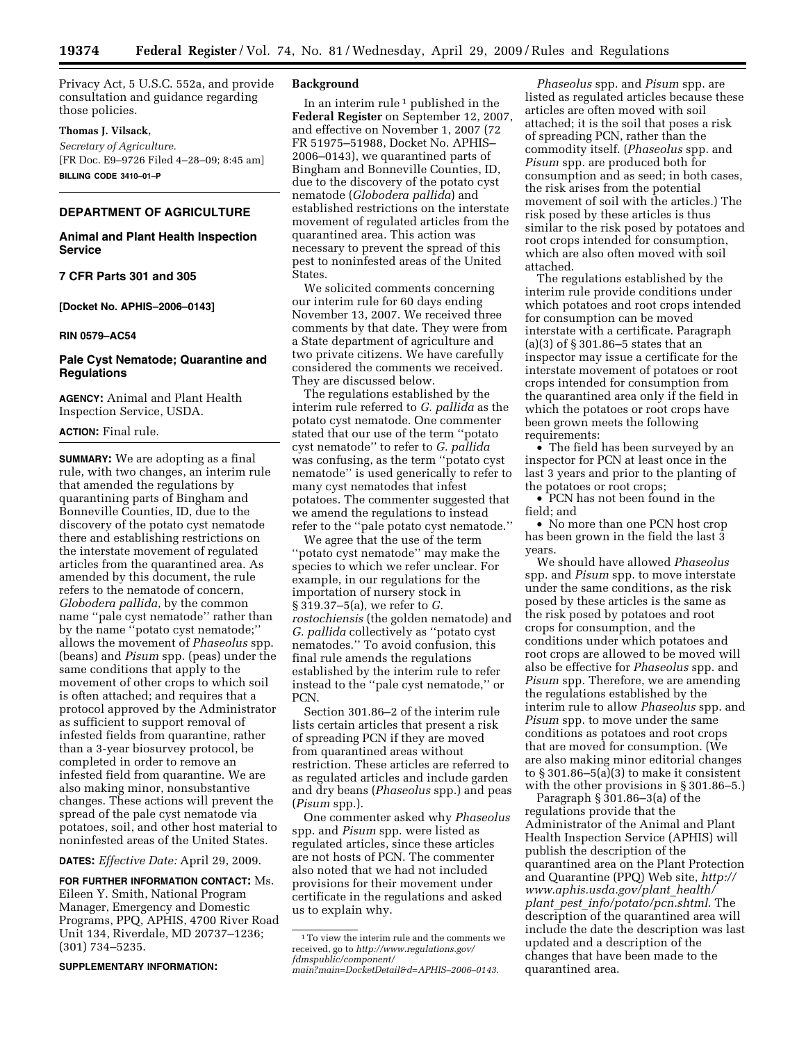Privacy Act, 5 U.S.C. 552a, and provide consultation and guidance regarding those policies.

**Thomas J. Vilsack,**

*Secretary of Agriculture.*

[FR Doc. E9–9726 Filed 4–28–09; 8:45 am]

**BILLING CODE 3410–01–P**

## DEPARTMENT OF AGRICULTURE

### Animal and Plant Health Inspection Service

### 7 CFR Parts 301 and 305

**[Docket No. APHIS–2006–0143]**

**RIN 0579–AC54**

### Pale Cyst Nematode; Quarantine and Regulations

**AGENCY:** Animal and Plant Health Inspection Service, USDA.

**ACTION:** Final rule.

**SUMMARY:** We are adopting as a final rule, with two changes, an interim rule that amended the regulations by quarantining parts of Bingham and Bonneville Counties, ID, due to the discovery of the potato cyst nematode there and establishing restrictions on the interstate movement of regulated articles from the quarantined area. As amended by this document, the rule refers to the nematode of concern, *Globodera pallida,* by the common name ''pale cyst nematode'' rather than by the name ''potato cyst nematode;'' allows the movement of *Phaseolus* spp. (beans) and *Pisum* spp. (peas) under the same conditions that apply to the movement of other crops to which soil is often attached; and requires that a protocol approved by the Administrator as sufficient to support removal of infested fields from quarantine, rather than a 3-year biosurvey protocol, be completed in order to remove an infested field from quarantine. We are also making minor, nonsubstantive changes. These actions will prevent the spread of the pale cyst nematode via potatoes, soil, and other host material to noninfested areas of the United States.

**DATES:** *Effective Date:* April 29, 2009.

**FOR FURTHER INFORMATION CONTACT:** Ms. Eileen Y. Smith, National Program Manager, Emergency and Domestic Programs, PPQ, APHIS, 4700 River Road Unit 134, Riverdale, MD 20737–1236; (301) 734–5235.

**SUPPLEMENTARY INFORMATION:**

**Background**

In an interim rule[1] published in the **Federal Register** on September 12, 2007, and effective on November 1, 2007 (72 FR 51975–51988, Docket No. APHIS–2006–0143), we quarantined parts of Bingham and Bonneville Counties, ID, due to the discovery of the potato cyst nematode (*Globodera pallida*) and established restrictions on the interstate movement of regulated articles from the quarantined area. This action was necessary to prevent the spread of this pest to noninfested areas of the United States.

We solicited comments concerning our interim rule for 60 days ending November 13, 2007. We received three comments by that date. They were from a State department of agriculture and two private citizens. We have carefully considered the comments we received. They are discussed below.

The regulations established by the interim rule referred to *G. pallida* as the potato cyst nematode. One commenter stated that our use of the term ''potato cyst nematode'' to refer to *G. pallida* was confusing, as the term ''potato cyst nematode'' is used generically to refer to many cyst nematodes that infest potatoes. The commenter suggested that we amend the regulations to instead refer to the ''pale potato cyst nematode.''

We agree that the use of the term ''potato cyst nematode'' may make the species to which we refer unclear. For example, in our regulations for the importation of nursery stock in § 319.37–5(a), we refer to *G. rostochiensis* (the golden nematode) and *G. pallida* collectively as ''potato cyst nematodes.'' To avoid confusion, this final rule amends the regulations established by the interim rule to refer instead to the ''pale cyst nematode,'' or PCN.

Section 301.86–2 of the interim rule lists certain articles that present a risk of spreading PCN if they are moved from quarantined areas without restriction. These articles are referred to as regulated articles and include garden and dry beans (*Phaseolus* spp.) and peas (*Pisum* spp.).

One commenter asked why *Phaseolus* spp. and *Pisum* spp. were listed as regulated articles, since these articles are not hosts of PCN. The commenter also noted that we had not included provisions for their movement under certificate in the regulations and asked us to explain why.

*Phaseolus* spp. and *Pisum* spp. are listed as regulated articles because these articles are often moved with soil attached; it is the soil that poses a risk of spreading PCN, rather than the commodity itself. (*Phaseolus* spp. and *Pisum* spp. are produced both for consumption and as seed; in both cases, the risk arises from the potential movement of soil with the articles.) The risk posed by these articles is thus similar to the risk posed by potatoes and root crops intended for consumption, which are also often moved with soil attached.

The regulations established by the interim rule provide conditions under which potatoes and root crops intended for consumption can be moved interstate with a certificate. Paragraph (a)(3) of § 301.86–5 states that an inspector may issue a certificate for the interstate movement of potatoes or root crops intended for consumption from the quarantined area only if the field in which the potatoes or root crops have been grown meets the following requirements:

- The field has been surveyed by an inspector for PCN at least once in the last 3 years and prior to the planting of the potatoes or root crops;
- PCN has not been found in the field; and
- No more than one PCN host crop has been grown in the field the last 3 years.

We should have allowed *Phaseolus* spp. and *Pisum* spp. to move interstate under the same conditions, as the risk posed by these articles is the same as the risk posed by potatoes and root crops for consumption, and the conditions under which potatoes and root crops are allowed to be moved will also be effective for *Phaseolus* spp. and *Pisum* spp. Therefore, we are amending the regulations established by the interim rule to allow *Phaseolus* spp. and *Pisum* spp. to move under the same conditions as potatoes and root crops that are moved for consumption. (We are also making minor editorial changes to § 301.86–5(a)(3) to make it consistent with the other provisions in § 301.86–5.)

Paragraph § 301.86–3(a) of the regulations provide that the Administrator of the Animal and Plant Health Inspection Service (APHIS) will publish the description of the quarantined area on the Plant Protection and Quarantine (PPQ) Web site, *http://www.aphis.usda.gov/plant_health/plant_pest_info/potato/pcn.shtml.* The description of the quarantined area will include the date the description was last updated and a description of the changes that have been made to the quarantined area.

[1] To view the interim rule and the comments we received, go to *http://www.regulations.gov/fdmspublic/component/main?main=DocketDetail&d=APHIS–2006–0143.*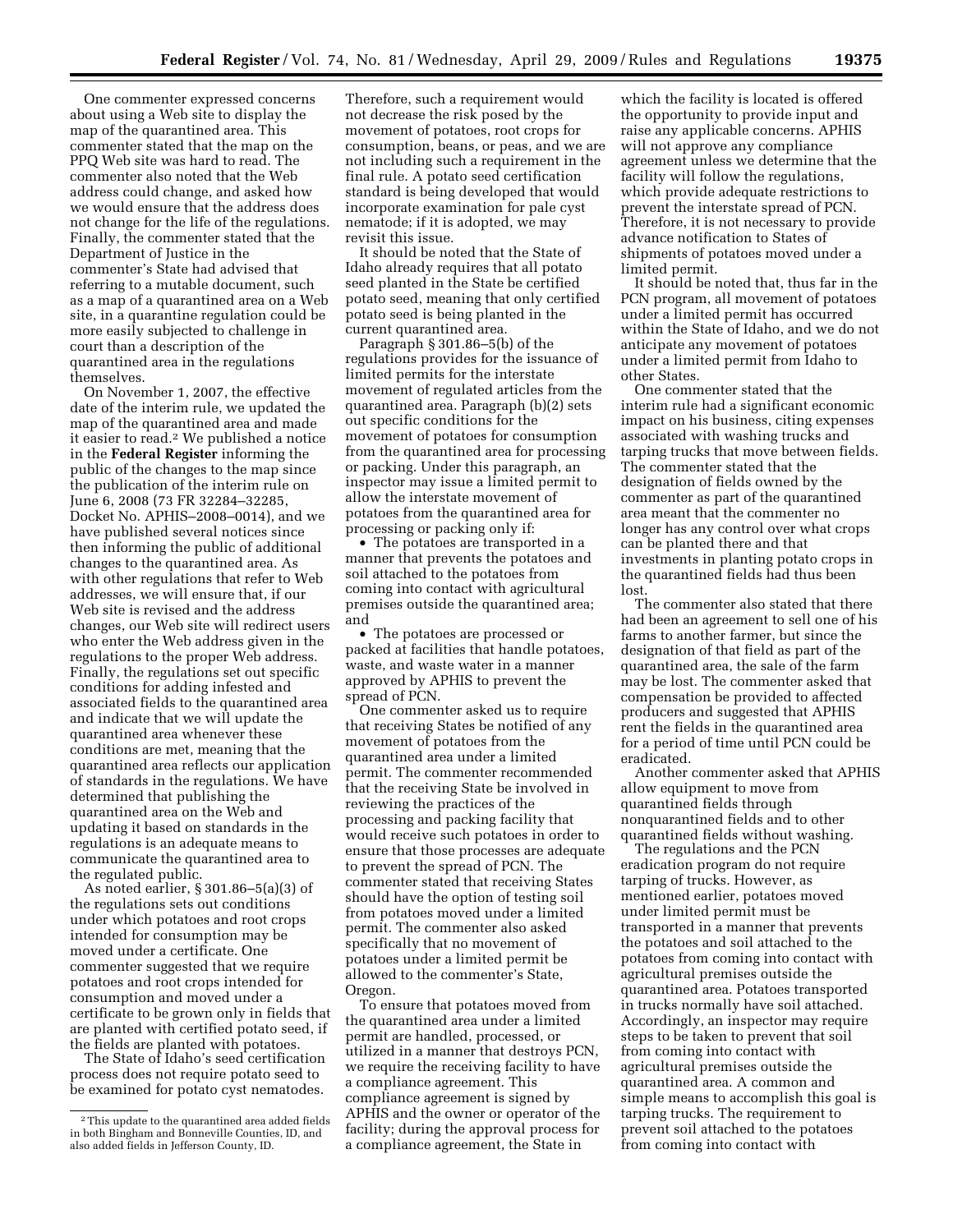One commenter expressed concerns about using a Web site to display the map of the quarantined area. This commenter stated that the map on the PPQ Web site was hard to read. The commenter also noted that the Web address could change, and asked how we would ensure that the address does not change for the life of the regulations. Finally, the commenter stated that the Department of Justice in the commenter's State had advised that referring to a mutable document, such as a map of a quarantined area on a Web site, in a quarantine regulation could be more easily subjected to challenge in court than a description of the quarantined area in the regulations themselves.

On November 1, 2007, the effective date of the interim rule, we updated the map of the quarantined area and made it easier to read.[2] We published a notice in the **Federal Register** informing the public of the changes to the map since the publication of the interim rule on June 6, 2008 (73 FR 32284–32285, Docket No. APHIS–2008–0014), and we have published several notices since then informing the public of additional changes to the quarantined area. As with other regulations that refer to Web addresses, we will ensure that, if our Web site is revised and the address changes, our Web site will redirect users who enter the Web address given in the regulations to the proper Web address. Finally, the regulations set out specific conditions for adding infested and associated fields to the quarantined area and indicate that we will update the quarantined area whenever these conditions are met, meaning that the quarantined area reflects our application of standards in the regulations. We have determined that publishing the quarantined area on the Web and updating it based on standards in the regulations is an adequate means to communicate the quarantined area to the regulated public.

As noted earlier, § 301.86–5(a)(3) of the regulations sets out conditions under which potatoes and root crops intended for consumption may be moved under a certificate. One commenter suggested that we require potatoes and root crops intended for consumption and moved under a certificate to be grown only in fields that are planted with certified potato seed, if the fields are planted with potatoes.

The State of Idaho's seed certification process does not require potato seed to be examined for potato cyst nematodes. Therefore, such a requirement would not decrease the risk posed by the movement of potatoes, root crops for consumption, beans, or peas, and we are not including such a requirement in the final rule. A potato seed certification standard is being developed that would incorporate examination for pale cyst nematode; if it is adopted, we may revisit this issue.

It should be noted that the State of Idaho already requires that all potato seed planted in the State be certified potato seed, meaning that only certified potato seed is being planted in the current quarantined area.

Paragraph § 301.86–5(b) of the regulations provides for the issuance of limited permits for the interstate movement of regulated articles from the quarantined area. Paragraph (b)(2) sets out specific conditions for the movement of potatoes for consumption from the quarantined area for processing or packing. Under this paragraph, an inspector may issue a limited permit to allow the interstate movement of potatoes from the quarantined area for processing or packing only if:

- The potatoes are transported in a manner that prevents the potatoes and soil attached to the potatoes from coming into contact with agricultural premises outside the quarantined area; and
- The potatoes are processed or packed at facilities that handle potatoes, waste, and waste water in a manner approved by APHIS to prevent the spread of PCN.

One commenter asked us to require that receiving States be notified of any movement of potatoes from the quarantined area under a limited permit. The commenter recommended that the receiving State be involved in reviewing the practices of the processing and packing facility that would receive such potatoes in order to ensure that those processes are adequate to prevent the spread of PCN. The commenter stated that receiving States should have the option of testing soil from potatoes moved under a limited permit. The commenter also asked specifically that no movement of potatoes under a limited permit be allowed to the commenter's State, Oregon.

To ensure that potatoes moved from the quarantined area under a limited permit are handled, processed, or utilized in a manner that destroys PCN, we require the receiving facility to have a compliance agreement. This compliance agreement is signed by APHIS and the owner or operator of the facility; during the approval process for a compliance agreement, the State in which the facility is located is offered the opportunity to provide input and raise any applicable concerns. APHIS will not approve any compliance agreement unless we determine that the facility will follow the regulations, which provide adequate restrictions to prevent the interstate spread of PCN. Therefore, it is not necessary to provide advance notification to States of shipments of potatoes moved under a limited permit.

It should be noted that, thus far in the PCN program, all movement of potatoes under a limited permit has occurred within the State of Idaho, and we do not anticipate any movement of potatoes under a limited permit from Idaho to other States.

One commenter stated that the interim rule had a significant economic impact on his business, citing expenses associated with washing trucks and tarping trucks that move between fields. The commenter stated that the designation of fields owned by the commenter as part of the quarantined area meant that the commenter no longer has any control over what crops can be planted there and that investments in planting potato crops in the quarantined fields had thus been lost.

The commenter also stated that there had been an agreement to sell one of his farms to another farmer, but since the designation of that field as part of the quarantined area, the sale of the farm may be lost. The commenter asked that compensation be provided to affected producers and suggested that APHIS rent the fields in the quarantined area for a period of time until PCN could be eradicated.

Another commenter asked that APHIS allow equipment to move from quarantined fields through nonquarantined fields and to other quarantined fields without washing.

The regulations and the PCN eradication program do not require tarping of trucks. However, as mentioned earlier, potatoes moved under limited permit must be transported in a manner that prevents the potatoes and soil attached to the potatoes from coming into contact with agricultural premises outside the quarantined area. Potatoes transported in trucks normally have soil attached. Accordingly, an inspector may require steps to be taken to prevent that soil from coming into contact with agricultural premises outside the quarantined area. A common and simple means to accomplish this goal is tarping trucks. The requirement to prevent soil attached to the potatoes from coming into contact with

[2] This update to the quarantined area added fields in both Bingham and Bonneville Counties, ID, and also added fields in Jefferson County, ID.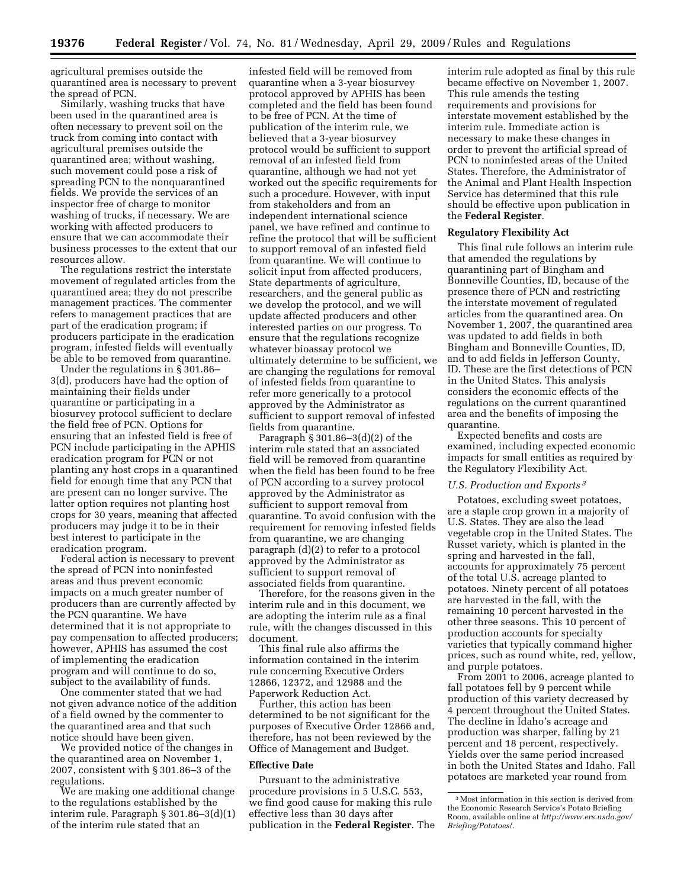agricultural premises outside the quarantined area is necessary to prevent the spread of PCN.

Similarly, washing trucks that have been used in the quarantined area is often necessary to prevent soil on the truck from coming into contact with agricultural premises outside the quarantined area; without washing, such movement could pose a risk of spreading PCN to the nonquarantined fields. We provide the services of an inspector free of charge to monitor washing of trucks, if necessary. We are working with affected producers to ensure that we can accommodate their business processes to the extent that our resources allow.

The regulations restrict the interstate movement of regulated articles from the quarantined area; they do not prescribe management practices. The commenter refers to management practices that are part of the eradication program; if producers participate in the eradication program, infested fields will eventually be able to be removed from quarantine.

Under the regulations in § 301.86–3(d), producers have had the option of maintaining their fields under quarantine or participating in a biosurvey protocol sufficient to declare the field free of PCN. Options for ensuring that an infested field is free of PCN include participating in the APHIS eradication program for PCN or not planting any host crops in a quarantined field for enough time that any PCN that are present can no longer survive. The latter option requires not planting host crops for 30 years, meaning that affected producers may judge it to be in their best interest to participate in the eradication program.

Federal action is necessary to prevent the spread of PCN into noninfested areas and thus prevent economic impacts on a much greater number of producers than are currently affected by the PCN quarantine. We have determined that it is not appropriate to pay compensation to affected producers; however, APHIS has assumed the cost of implementing the eradication program and will continue to do so, subject to the availability of funds.

One commenter stated that we had not given advance notice of the addition of a field owned by the commenter to the quarantined area and that such notice should have been given.

We provided notice of the changes in the quarantined area on November 1, 2007, consistent with § 301.86–3 of the regulations.

We are making one additional change to the regulations established by the interim rule. Paragraph § 301.86–3(d)(1) of the interim rule stated that an infested field will be removed from quarantine when a 3-year biosurvey protocol approved by APHIS has been completed and the field has been found to be free of PCN. At the time of publication of the interim rule, we believed that a 3-year biosurvey protocol would be sufficient to support removal of an infested field from quarantine, although we had not yet worked out the specific requirements for such a procedure. However, with input from stakeholders and from an independent international science panel, we have refined and continue to refine the protocol that will be sufficient to support removal of an infested field from quarantine. We will continue to solicit input from affected producers, State departments of agriculture, researchers, and the general public as we develop the protocol, and we will update affected producers and other interested parties on our progress. To ensure that the regulations recognize whatever bioassay protocol we ultimately determine to be sufficient, we are changing the regulations for removal of infested fields from quarantine to refer more generically to a protocol approved by the Administrator as sufficient to support removal of infested fields from quarantine.

Paragraph § 301.86–3(d)(2) of the interim rule stated that an associated field will be removed from quarantine when the field has been found to be free of PCN according to a survey protocol approved by the Administrator as sufficient to support removal from quarantine. To avoid confusion with the requirement for removing infested fields from quarantine, we are changing paragraph (d)(2) to refer to a protocol approved by the Administrator as sufficient to support removal of associated fields from quarantine.

Therefore, for the reasons given in the interim rule and in this document, we are adopting the interim rule as a final rule, with the changes discussed in this document.

This final rule also affirms the information contained in the interim rule concerning Executive Orders 12866, 12372, and 12988 and the Paperwork Reduction Act.

Further, this action has been determined to be not significant for the purposes of Executive Order 12866 and, therefore, has not been reviewed by the Office of Management and Budget.

## Effective Date

Pursuant to the administrative procedure provisions in 5 U.S.C. 553, we find good cause for making this rule effective less than 30 days after publication in the **Federal Register**. The interim rule adopted as final by this rule became effective on November 1, 2007. This rule amends the testing requirements and provisions for interstate movement established by the interim rule. Immediate action is necessary to make these changes in order to prevent the artificial spread of PCN to noninfested areas of the United States. Therefore, the Administrator of the Animal and Plant Health Inspection Service has determined that this rule should be effective upon publication in the **Federal Register**.

## Regulatory Flexibility Act

This final rule follows an interim rule that amended the regulations by quarantining part of Bingham and Bonneville Counties, ID, because of the presence there of PCN and restricting the interstate movement of regulated articles from the quarantined area. On November 1, 2007, the quarantined area was updated to add fields in both Bingham and Bonneville Counties, ID, and to add fields in Jefferson County, ID. These are the first detections of PCN in the United States. This analysis considers the economic effects of the regulations on the current quarantined area and the benefits of imposing the quarantine.

Expected benefits and costs are examined, including expected economic impacts for small entities as required by the Regulatory Flexibility Act.

*U.S. Production and Exports* [3]

Potatoes, excluding sweet potatoes, are a staple crop grown in a majority of U.S. States. They are also the lead vegetable crop in the United States. The Russet variety, which is planted in the spring and harvested in the fall, accounts for approximately 75 percent of the total U.S. acreage planted to potatoes. Ninety percent of all potatoes are harvested in the fall, with the remaining 10 percent harvested in the other three seasons. This 10 percent of production accounts for specialty varieties that typically command higher prices, such as round white, red, yellow, and purple potatoes.

From 2001 to 2006, acreage planted to fall potatoes fell by 9 percent while production of this variety decreased by 4 percent throughout the United States. The decline in Idaho's acreage and production was sharper, falling by 21 percent and 18 percent, respectively. Yields over the same period increased in both the United States and Idaho. Fall potatoes are marketed year round from

[3] Most information in this section is derived from the Economic Research Service's Potato Briefing Room, available online at *http://www.ers.usda.gov/Briefing/Potatoes/*.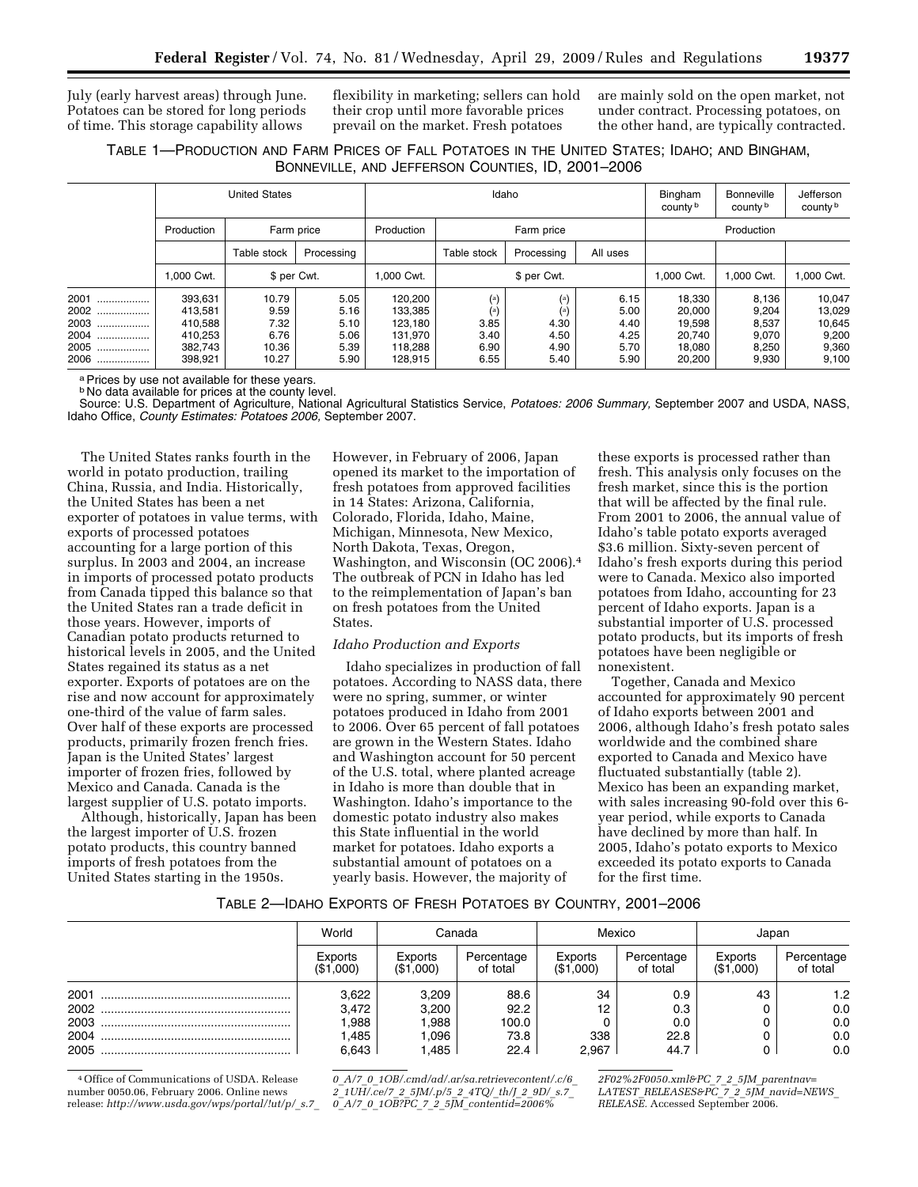July (early harvest areas) through June. Potatoes can be stored for long periods of time. This storage capability allows flexibility in marketing; sellers can hold their crop until more favorable prices prevail on the market. Fresh potatoes are mainly sold on the open market, not under contract. Processing potatoes, on the other hand, are typically contracted.

TABLE 1—PRODUCTION AND FARM PRICES OF FALL POTATOES IN THE UNITED STATES; IDAHO; AND BINGHAM, BONNEVILLE, AND JEFFERSON COUNTIES, ID, 2001–2006

| | United States | | | Idaho | | | | Bingham county [b] | Bonneville county [b] | Jefferson county [b] |
|---|---|---|---|---|---|---|---|---|---|---|
| | Production | Farm price | | Production | Farm price | | | Production | | |
| | | Table stock | Processing | | Table stock | Processing | All uses | | | |
| | 1,000 Cwt. | $ per Cwt. | | 1,000 Cwt. | $ per Cwt. | | | 1,000 Cwt. | 1,000 Cwt. | 1,000 Cwt. |
| 2001 | 393,631 | 10.79 | 5.05 | 120,200 | ([a]) | ([a]) | 6.15 | 18,330 | 8,136 | 10,047 |
| 2002 | 413,581 | 9.59 | 5.16 | 133,385 | ([a]) | ([a]) | 5.00 | 20,000 | 9,204 | 13,029 |
| 2003 | 410,588 | 7.32 | 5.10 | 123,180 | 3.85 | 4.30 | 4.40 | 19,598 | 8,537 | 10,645 |
| 2004 | 410,253 | 6.76 | 5.06 | 131,970 | 3.40 | 4.50 | 4.25 | 20,740 | 9,070 | 9,200 |
| 2005 | 382,743 | 10.36 | 5.39 | 118,288 | 6.90 | 4.90 | 5.70 | 18,080 | 8,250 | 9,360 |
| 2006 | 398,921 | 10.27 | 5.90 | 128,915 | 6.55 | 5.40 | 5.90 | 20,200 | 9,930 | 9,100 |

[a] Prices by use not available for these years.
[b] No data available for prices at the county level.
Source: U.S. Department of Agriculture, National Agricultural Statistics Service, *Potatoes: 2006 Summary,* September 2007 and USDA, NASS, Idaho Office, *County Estimates: Potatoes 2006,* September 2007.

The United States ranks fourth in the world in potato production, trailing China, Russia, and India. Historically, the United States has been a net exporter of potatoes in value terms, with exports of processed potatoes accounting for a large portion of this surplus. In 2003 and 2004, an increase in imports of processed potato products from Canada tipped this balance so that the United States ran a trade deficit in those years. However, imports of Canadian potato products returned to historical levels in 2005, and the United States regained its status as a net exporter. Exports of potatoes are on the rise and now account for approximately one-third of the value of farm sales. Over half of these exports are processed products, primarily frozen french fries. Japan is the United States' largest importer of frozen fries, followed by Mexico and Canada. Canada is the largest supplier of U.S. potato imports.

Although, historically, Japan has been the largest importer of U.S. frozen potato products, this country banned imports of fresh potatoes from the United States starting in the 1950s. However, in February of 2006, Japan opened its market to the importation of fresh potatoes from approved facilities in 14 States: Arizona, California, Colorado, Florida, Idaho, Maine, Michigan, Minnesota, New Mexico, North Dakota, Texas, Oregon, Washington, and Wisconsin (OC 2006).[4] The outbreak of PCN in Idaho has led to the reimplementation of Japan's ban on fresh potatoes from the United States.

*Idaho Production and Exports*

Idaho specializes in production of fall potatoes. According to NASS data, there were no spring, summer, or winter potatoes produced in Idaho from 2001 to 2006. Over 65 percent of fall potatoes are grown in the Western States. Idaho and Washington account for 50 percent of the U.S. total, where planted acreage in Idaho is more than double that in Washington. Idaho's importance to the domestic potato industry also makes this State influential in the world market for potatoes. Idaho exports a substantial amount of potatoes on a yearly basis. However, the majority of these exports is processed rather than fresh. This analysis only focuses on the fresh market, since this is the portion that will be affected by the final rule. From 2001 to 2006, the annual value of Idaho's table potato exports averaged $3.6 million. Sixty-seven percent of Idaho's fresh exports during this period were to Canada. Mexico also imported potatoes from Idaho, accounting for 23 percent of Idaho exports. Japan is a substantial importer of U.S. processed potato products, but its imports of fresh potatoes have been negligible or nonexistent.

Together, Canada and Mexico accounted for approximately 90 percent of Idaho exports between 2001 and 2006, although Idaho's fresh potato sales worldwide and the combined share exported to Canada and Mexico have fluctuated substantially (table 2). Mexico has been an expanding market, with sales increasing 90-fold over this 6-year period, while exports to Canada have declined by more than half. In 2005, Idaho's potato exports to Mexico exceeded its potato exports to Canada for the first time.

TABLE 2—IDAHO EXPORTS OF FRESH POTATOES BY COUNTRY, 2001–2006

| | World | Canada | | Mexico | | Japan | |
|---|---|---|---|---|---|---|---|
| | Exports ($1,000) | Exports ($1,000) | Percentage of total | Exports ($1,000) | Percentage of total | Exports ($1,000) | Percentage of total |
| 2001 | 3,622 | 3,209 | 88.6 | 34 | 0.9 | 43 | 1.2 |
| 2002 | 3,472 | 3,200 | 92.2 | 12 | 0.3 | 0 | 0.0 |
| 2003 | 1,988 | 1,988 | 100.0 | 0 | 0.0 | 0 | 0.0 |
| 2004 | 1,485 | 1,096 | 73.8 | 338 | 22.8 | 0 | 0.0 |
| 2005 | 6,643 | 1,485 | 22.4 | 2,967 | 44.7 | 0 | 0.0 |

[4] Office of Communications of USDA. Release number 0050.06, February 2006. Online news release: *http://www.usda.gov/wps/portal/!ut/p/_s.7_0_A/7_0_1OB/.cmd/ad/.ar/sa.retrievecontent/.c/6_2_1UH/.ce/7_2_5JM/.p/5_2_4TQ/_th/J_2_9D/_s.7_0_A/7_0_1OB?PC_7_2_5JM_contentid=2006%2F02%2F0050.xml&PC_7_2_5JM_parentnav=LATEST_RELEASES&PC_7_2_5JM_navid=NEWS_RELEASE.* Accessed September 2006.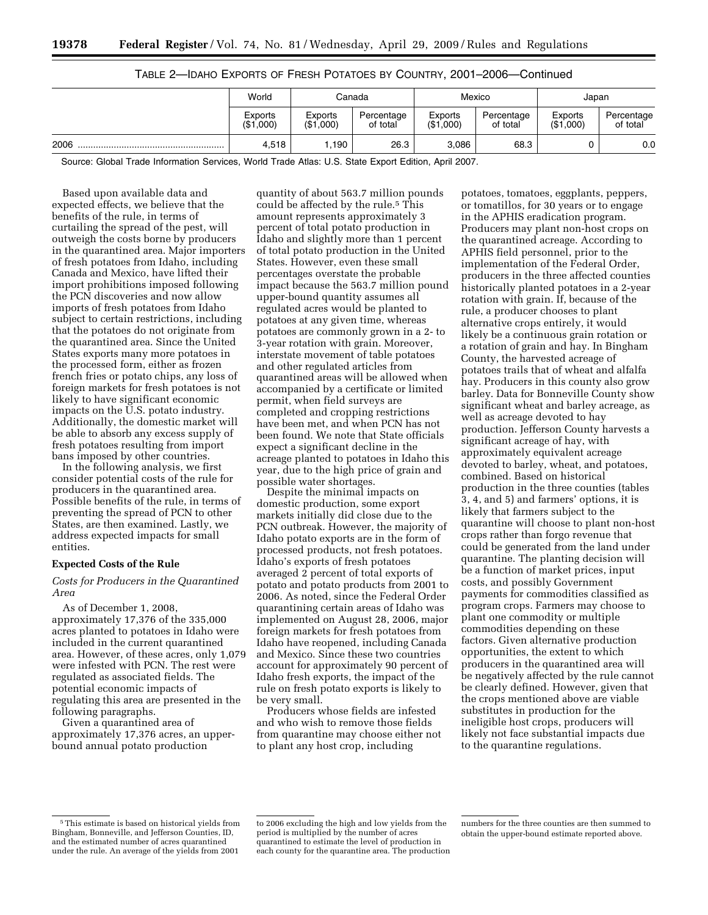TABLE 2—IDAHO EXPORTS OF FRESH POTATOES BY COUNTRY, 2001–2006—Continued

| | World | Canada | | Mexico | | Japan | |
|---|---|---|---|---|---|---|---|
| | Exports ($1,000) | Exports ($1,000) | Percentage of total | Exports ($1,000) | Percentage of total | Exports ($1,000) | Percentage of total |
| 2006 | 4,518 | 1,190 | 26.3 | 3,086 | 68.3 | 0 | 0.0 |

Source: Global Trade Information Services, World Trade Atlas: U.S. State Export Edition, April 2007.

Based upon available data and expected effects, we believe that the benefits of the rule, in terms of curtailing the spread of the pest, will outweigh the costs borne by producers in the quarantined area. Major importers of fresh potatoes from Idaho, including Canada and Mexico, have lifted their import prohibitions imposed following the PCN discoveries and now allow imports of fresh potatoes from Idaho subject to certain restrictions, including that the potatoes do not originate from the quarantined area. Since the United States exports many more potatoes in the processed form, either as frozen french fries or potato chips, any loss of foreign markets for fresh potatoes is not likely to have significant economic impacts on the U.S. potato industry. Additionally, the domestic market will be able to absorb any excess supply of fresh potatoes resulting from import bans imposed by other countries.

In the following analysis, we first consider potential costs of the rule for producers in the quarantined area. Possible benefits of the rule, in terms of preventing the spread of PCN to other States, are then examined. Lastly, we address expected impacts for small entities.

**Expected Costs of the Rule**

*Costs for Producers in the Quarantined Area*

As of December 1, 2008, approximately 17,376 of the 335,000 acres planted to potatoes in Idaho were included in the current quarantined area. However, of these acres, only 1,079 were infested with PCN. The rest were regulated as associated fields. The potential economic impacts of regulating this area are presented in the following paragraphs.

Given a quarantined area of approximately 17,376 acres, an upper-bound annual potato production quantity of about 563.7 million pounds could be affected by the rule.[5] This amount represents approximately 3 percent of total potato production in Idaho and slightly more than 1 percent of total potato production in the United States. However, even these small percentages overstate the probable impact because the 563.7 million pound upper-bound quantity assumes all regulated acres would be planted to potatoes at any given time, whereas potatoes are commonly grown in a 2- to 3-year rotation with grain. Moreover, interstate movement of table potatoes and other regulated articles from quarantined areas will be allowed when accompanied by a certificate or limited permit, when field surveys are completed and cropping restrictions have been met, and when PCN has not been found. We note that State officials expect a significant decline in the acreage planted to potatoes in Idaho this year, due to the high price of grain and possible water shortages.

Despite the minimal impacts on domestic production, some export markets initially did close due to the PCN outbreak. However, the majority of Idaho potato exports are in the form of processed products, not fresh potatoes. Idaho's exports of fresh potatoes averaged 2 percent of total exports of potato and potato products from 2001 to 2006. As noted, since the Federal Order quarantining certain areas of Idaho was implemented on August 28, 2006, major foreign markets for fresh potatoes from Idaho have reopened, including Canada and Mexico. Since these two countries account for approximately 90 percent of Idaho fresh exports, the impact of the rule on fresh potato exports is likely to be very small.

Producers whose fields are infested and who wish to remove those fields from quarantine may choose either not to plant any host crop, including potatoes, tomatoes, eggplants, peppers, or tomatillos, for 30 years or to engage in the APHIS eradication program. Producers may plant non-host crops on the quarantined acreage. According to APHIS field personnel, prior to the implementation of the Federal Order, producers in the three affected counties historically planted potatoes in a 2-year rotation with grain. If, because of the rule, a producer chooses to plant alternative crops entirely, it would likely be a continuous grain rotation or a rotation of grain and hay. In Bingham County, the harvested acreage of potatoes trails that of wheat and alfalfa hay. Producers in this county also grow barley. Data for Bonneville County show significant wheat and barley acreage, as well as acreage devoted to hay production. Jefferson County harvests a significant acreage of hay, with approximately equivalent acreage devoted to barley, wheat, and potatoes, combined. Based on historical production in the three counties (tables 3, 4, and 5) and farmers' options, it is likely that farmers subject to the quarantine will choose to plant non-host crops rather than forgo revenue that could be generated from the land under quarantine. The planting decision will be a function of market prices, input costs, and possibly Government payments for commodities classified as program crops. Farmers may choose to plant one commodity or multiple commodities depending on these factors. Given alternative production opportunities, the extent to which producers in the quarantined area will be negatively affected by the rule cannot be clearly defined. However, given that the crops mentioned above are viable substitutes in production for the ineligible host crops, producers will likely not face substantial impacts due to the quarantine regulations.

[5] This estimate is based on historical yields from Bingham, Bonneville, and Jefferson Counties, ID, and the estimated number of acres quarantined under the rule. An average of the yields from 2001 to 2006 excluding the high and low yields from the period is multiplied by the number of acres quarantined to estimate the level of production in each county for the quarantine area. The production numbers for the three counties are then summed to obtain the upper-bound estimate reported above.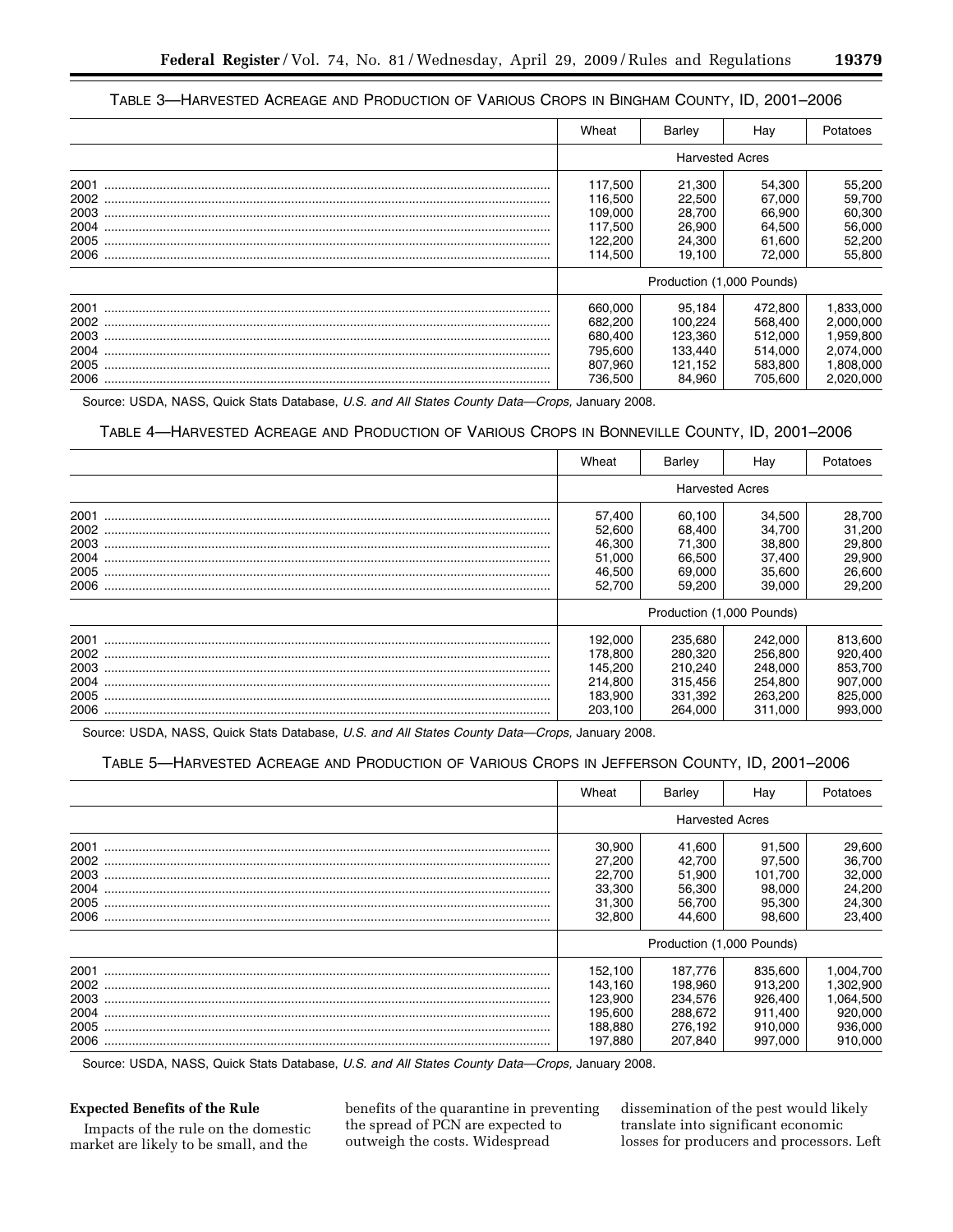TABLE 3—HARVESTED ACREAGE AND PRODUCTION OF VARIOUS CROPS IN BINGHAM COUNTY, ID, 2001–2006

| | Wheat | Barley | Hay | Potatoes |
|---|---|---|---|---|
| | Harvested Acres | | | |
| 2001 | 117,500 | 21,300 | 54,300 | 55,200 |
| 2002 | 116,500 | 22,500 | 67,000 | 59,700 |
| 2003 | 109,000 | 28,700 | 66,900 | 60,300 |
| 2004 | 117,500 | 26,900 | 64,500 | 56,000 |
| 2005 | 122,200 | 24,300 | 61,600 | 52,200 |
| 2006 | 114,500 | 19,100 | 72,000 | 55,800 |
| | Production (1,000 Pounds) | | | |
| 2001 | 660,000 | 95,184 | 472,800 | 1,833,000 |
| 2002 | 682,200 | 100,224 | 568,400 | 2,000,000 |
| 2003 | 680,400 | 123,360 | 512,000 | 1,959,800 |
| 2004 | 795,600 | 133,440 | 514,000 | 2,074,000 |
| 2005 | 807,960 | 121,152 | 583,800 | 1,808,000 |
| 2006 | 736,500 | 84,960 | 705,600 | 2,020,000 |

Source: USDA, NASS, Quick Stats Database, *U.S. and All States County Data—Crops,* January 2008.

TABLE 4—HARVESTED ACREAGE AND PRODUCTION OF VARIOUS CROPS IN BONNEVILLE COUNTY, ID, 2001–2006

| | Wheat | Barley | Hay | Potatoes |
|---|---|---|---|---|
| | Harvested Acres | | | |
| 2001 | 57,400 | 60,100 | 34,500 | 28,700 |
| 2002 | 52,600 | 68,400 | 34,700 | 31,200 |
| 2003 | 46,300 | 71,300 | 38,800 | 29,800 |
| 2004 | 51,000 | 66,500 | 37,400 | 29,900 |
| 2005 | 46,500 | 69,000 | 35,600 | 26,600 |
| 2006 | 52,700 | 59,200 | 39,000 | 29,200 |
| | Production (1,000 Pounds) | | | |
| 2001 | 192,000 | 235,680 | 242,000 | 813,600 |
| 2002 | 178,800 | 280,320 | 256,800 | 920,400 |
| 2003 | 145,200 | 210,240 | 248,000 | 853,700 |
| 2004 | 214,800 | 315,456 | 254,800 | 907,000 |
| 2005 | 183,900 | 331,392 | 263,200 | 825,000 |
| 2006 | 203,100 | 264,000 | 311,000 | 993,000 |

Source: USDA, NASS, Quick Stats Database, *U.S. and All States County Data—Crops,* January 2008.

TABLE 5—HARVESTED ACREAGE AND PRODUCTION OF VARIOUS CROPS IN JEFFERSON COUNTY, ID, 2001–2006

| | Wheat | Barley | Hay | Potatoes |
|---|---|---|---|---|
| | Harvested Acres | | | |
| 2001 | 30,900 | 41,600 | 91,500 | 29,600 |
| 2002 | 27,200 | 42,700 | 97,500 | 36,700 |
| 2003 | 22,700 | 51,900 | 101,700 | 32,000 |
| 2004 | 33,300 | 56,300 | 98,000 | 24,200 |
| 2005 | 31,300 | 56,700 | 95,300 | 24,300 |
| 2006 | 32,800 | 44,600 | 98,600 | 23,400 |
| | Production (1,000 Pounds) | | | |
| 2001 | 152,100 | 187,776 | 835,600 | 1,004,700 |
| 2002 | 143,160 | 198,960 | 913,200 | 1,302,900 |
| 2003 | 123,900 | 234,576 | 926,400 | 1,064,500 |
| 2004 | 195,600 | 288,672 | 911,400 | 920,000 |
| 2005 | 188,880 | 276,192 | 910,000 | 936,000 |
| 2006 | 197,880 | 207,840 | 997,000 | 910,000 |

Source: USDA, NASS, Quick Stats Database, *U.S. and All States County Data—Crops,* January 2008.

**Expected Benefits of the Rule**

Impacts of the rule on the domestic market are likely to be small, and the benefits of the quarantine in preventing the spread of PCN are expected to outweigh the costs. Widespread dissemination of the pest would likely translate into significant economic losses for producers and processors. Left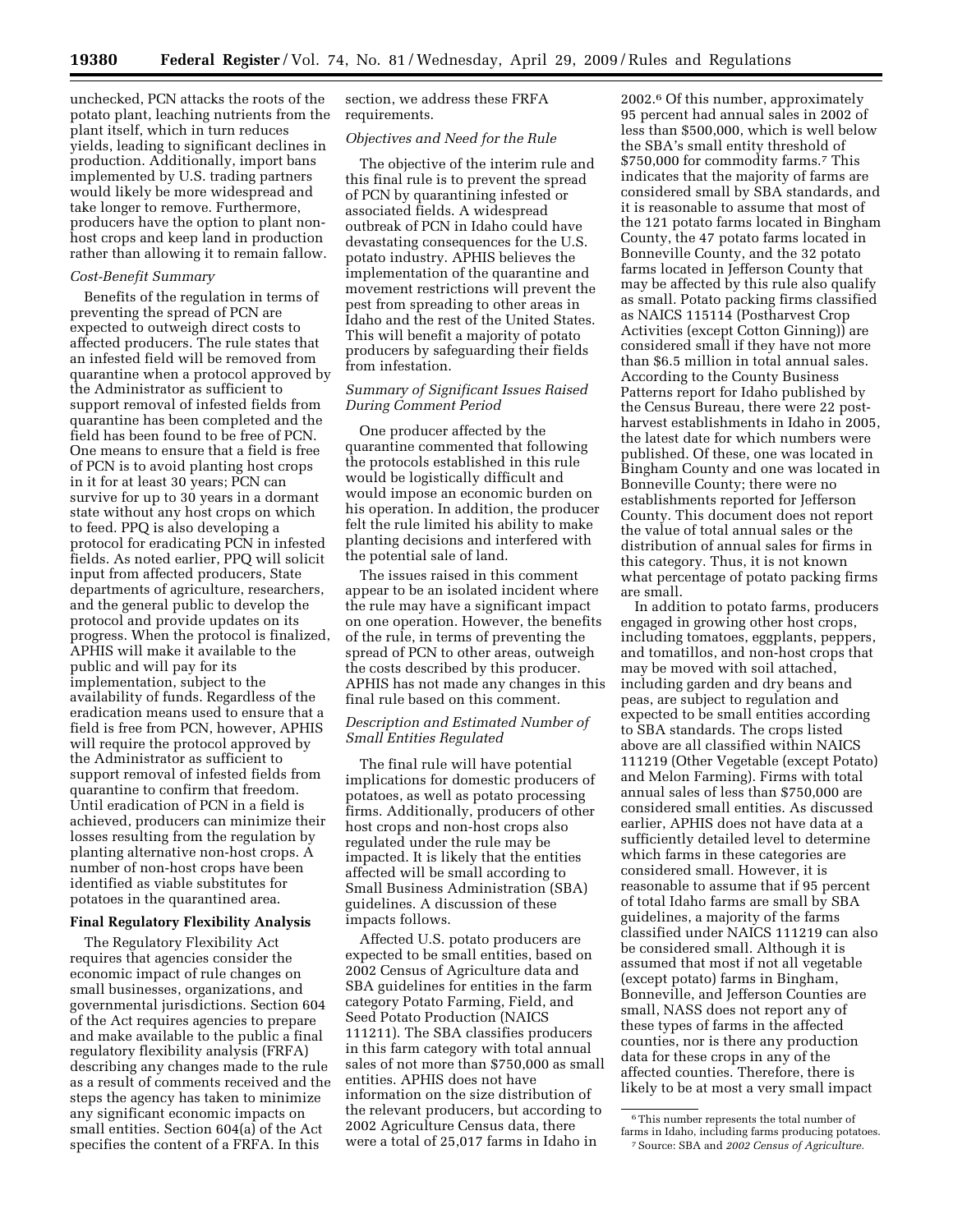unchecked, PCN attacks the roots of the potato plant, leaching nutrients from the plant itself, which in turn reduces yields, leading to significant declines in production. Additionally, import bans implemented by U.S. trading partners would likely be more widespread and take longer to remove. Furthermore, producers have the option to plant non-host crops and keep land in production rather than allowing it to remain fallow.

*Cost-Benefit Summary*

Benefits of the regulation in terms of preventing the spread of PCN are expected to outweigh direct costs to affected producers. The rule states that an infested field will be removed from quarantine when a protocol approved by the Administrator as sufficient to support removal of infested fields from quarantine has been completed and the field has been found to be free of PCN. One means to ensure that a field is free of PCN is to avoid planting host crops in it for at least 30 years; PCN can survive for up to 30 years in a dormant state without any host crops on which to feed. PPQ is also developing a protocol for eradicating PCN in infested fields. As noted earlier, PPQ will solicit input from affected producers, State departments of agriculture, researchers, and the general public to develop the protocol and provide updates on its progress. When the protocol is finalized, APHIS will make it available to the public and will pay for its implementation, subject to the availability of funds. Regardless of the eradication means used to ensure that a field is free from PCN, however, APHIS will require the protocol approved by the Administrator as sufficient to support removal of infested fields from quarantine to confirm that freedom. Until eradication of PCN in a field is achieved, producers can minimize their losses resulting from the regulation by planting alternative non-host crops. A number of non-host crops have been identified as viable substitutes for potatoes in the quarantined area.

**Final Regulatory Flexibility Analysis**

The Regulatory Flexibility Act requires that agencies consider the economic impact of rule changes on small businesses, organizations, and governmental jurisdictions. Section 604 of the Act requires agencies to prepare and make available to the public a final regulatory flexibility analysis (FRFA) describing any changes made to the rule as a result of comments received and the steps the agency has taken to minimize any significant economic impacts on small entities. Section 604(a) of the Act specifies the content of a FRFA. In this section, we address these FRFA requirements.

*Objectives and Need for the Rule*

The objective of the interim rule and this final rule is to prevent the spread of PCN by quarantining infested or associated fields. A widespread outbreak of PCN in Idaho could have devastating consequences for the U.S. potato industry. APHIS believes the implementation of the quarantine and movement restrictions will prevent the pest from spreading to other areas in Idaho and the rest of the United States. This will benefit a majority of potato producers by safeguarding their fields from infestation.

*Summary of Significant Issues Raised During Comment Period*

One producer affected by the quarantine commented that following the protocols established in this rule would be logistically difficult and would impose an economic burden on his operation. In addition, the producer felt the rule limited his ability to make planting decisions and interfered with the potential sale of land.

The issues raised in this comment appear to be an isolated incident where the rule may have a significant impact on one operation. However, the benefits of the rule, in terms of preventing the spread of PCN to other areas, outweigh the costs described by this producer. APHIS has not made any changes in this final rule based on this comment.

*Description and Estimated Number of Small Entities Regulated*

The final rule will have potential implications for domestic producers of potatoes, as well as potato processing firms. Additionally, producers of other host crops and non-host crops also regulated under the rule may be impacted. It is likely that the entities affected will be small according to Small Business Administration (SBA) guidelines. A discussion of these impacts follows.

Affected U.S. potato producers are expected to be small entities, based on 2002 Census of Agriculture data and SBA guidelines for entities in the farm category Potato Farming, Field, and Seed Potato Production (NAICS 111211). The SBA classifies producers in this farm category with total annual sales of not more than $750,000 as small entities. APHIS does not have information on the size distribution of the relevant producers, but according to 2002 Agriculture Census data, there were a total of 25,017 farms in Idaho in 2002.[6] Of this number, approximately 95 percent had annual sales in 2002 of less than $500,000, which is well below the SBA's small entity threshold of $750,000 for commodity farms.[7] This indicates that the majority of farms are considered small by SBA standards, and it is reasonable to assume that most of the 121 potato farms located in Bingham County, the 47 potato farms located in Bonneville County, and the 32 potato farms located in Jefferson County that may be affected by this rule also qualify as small. Potato packing firms classified as NAICS 115114 (Postharvest Crop Activities (except Cotton Ginning)) are considered small if they have not more than $6.5 million in total annual sales. According to the County Business Patterns report for Idaho published by the Census Bureau, there were 22 post-harvest establishments in Idaho in 2005, the latest date for which numbers were published. Of these, one was located in Bingham County and one was located in Bonneville County; there were no establishments reported for Jefferson County. This document does not report the value of total annual sales or the distribution of annual sales for firms in this category. Thus, it is not known what percentage of potato packing firms are small.

In addition to potato farms, producers engaged in growing other host crops, including tomatoes, eggplants, peppers, and tomatillos, and non-host crops that may be moved with soil attached, including garden and dry beans and peas, are subject to regulation and expected to be small entities according to SBA standards. The crops listed above are all classified within NAICS 111219 (Other Vegetable (except Potato) and Melon Farming). Firms with total annual sales of less than $750,000 are considered small entities. As discussed earlier, APHIS does not have data at a sufficiently detailed level to determine which farms in these categories are considered small. However, it is reasonable to assume that if 95 percent of total Idaho farms are small by SBA guidelines, a majority of the farms classified under NAICS 111219 can also be considered small. Although it is assumed that most if not all vegetable (except potato) farms in Bingham, Bonneville, and Jefferson Counties are small, NASS does not report any of these types of farms in the affected counties, nor is there any production data for these crops in any of the affected counties. Therefore, there is likely to be at most a very small impact

[6] This number represents the total number of farms in Idaho, including farms producing potatoes.

[7] Source: SBA and *2002 Census of Agriculture.*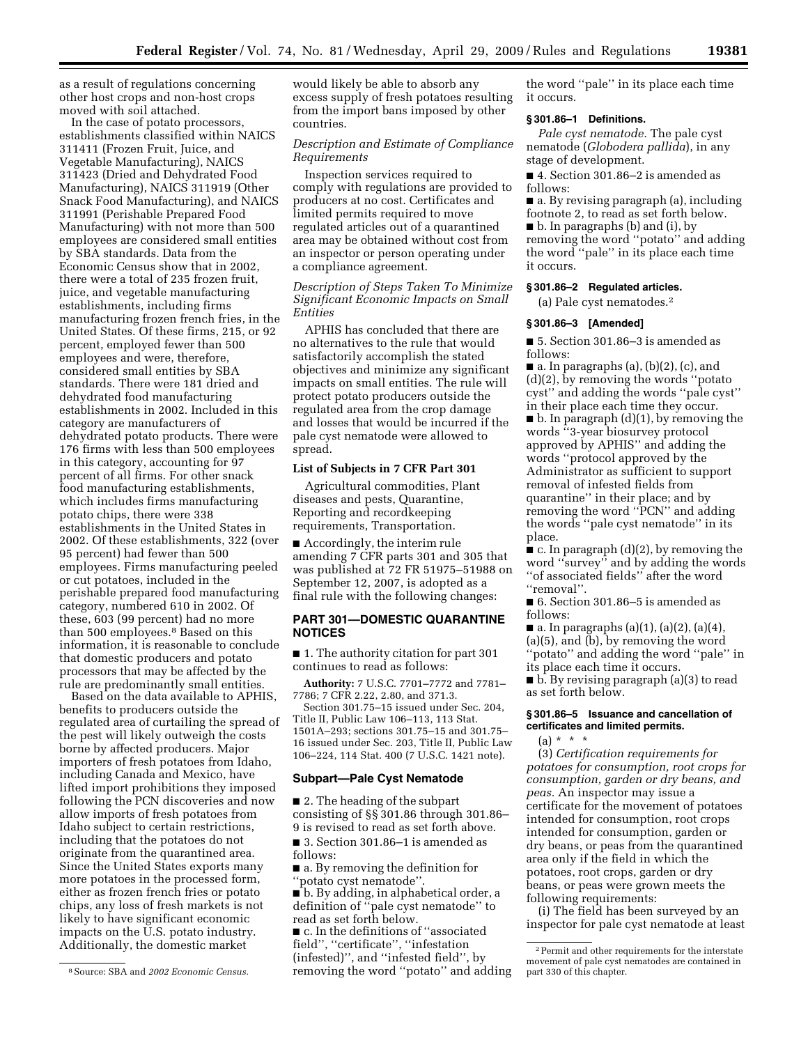as a result of regulations concerning other host crops and non-host crops moved with soil attached.

In the case of potato processors, establishments classified within NAICS 311411 (Frozen Fruit, Juice, and Vegetable Manufacturing), NAICS 311423 (Dried and Dehydrated Food Manufacturing), NAICS 311919 (Other Snack Food Manufacturing), and NAICS 311991 (Perishable Prepared Food Manufacturing) with not more than 500 employees are considered small entities by SBA standards. Data from the Economic Census show that in 2002, there were a total of 235 frozen fruit, juice, and vegetable manufacturing establishments, including firms manufacturing frozen french fries, in the United States. Of these firms, 215, or 92 percent, employed fewer than 500 employees and were, therefore, considered small entities by SBA standards. There were 181 dried and dehydrated food manufacturing establishments in 2002. Included in this category are manufacturers of dehydrated potato products. There were 176 firms with less than 500 employees in this category, accounting for 97 percent of all firms. For other snack food manufacturing establishments, which includes firms manufacturing potato chips, there were 338 establishments in the United States in 2002. Of these establishments, 322 (over 95 percent) had fewer than 500 employees. Firms manufacturing peeled or cut potatoes, included in the perishable prepared food manufacturing category, numbered 610 in 2002. Of these, 603 (99 percent) had no more than 500 employees.[8] Based on this information, it is reasonable to conclude that domestic producers and potato processors that may be affected by the rule are predominantly small entities.

Based on the data available to APHIS, benefits to producers outside the regulated area of curtailing the spread of the pest will likely outweigh the costs borne by affected producers. Major importers of fresh potatoes from Idaho, including Canada and Mexico, have lifted import prohibitions they imposed following the PCN discoveries and now allow imports of fresh potatoes from Idaho subject to certain restrictions, including that the potatoes do not originate from the quarantined area. Since the United States exports many more potatoes in the processed form, either as frozen french fries or potato chips, any loss of fresh markets is not likely to have significant economic impacts on the U.S. potato industry. Additionally, the domestic market would likely be able to absorb any excess supply of fresh potatoes resulting from the import bans imposed by other countries.

*Description and Estimate of Compliance Requirements*

Inspection services required to comply with regulations are provided to producers at no cost. Certificates and limited permits required to move regulated articles out of a quarantined area may be obtained without cost from an inspector or person operating under a compliance agreement.

*Description of Steps Taken To Minimize Significant Economic Impacts on Small Entities*

APHIS has concluded that there are no alternatives to the rule that would satisfactorily accomplish the stated objectives and minimize any significant impacts on small entities. The rule will protect potato producers outside the regulated area from the crop damage and losses that would be incurred if the pale cyst nematode were allowed to spread.

**List of Subjects in 7 CFR Part 301**

Agricultural commodities, Plant diseases and pests, Quarantine, Reporting and recordkeeping requirements, Transportation.

■ Accordingly, the interim rule amending 7 CFR parts 301 and 305 that was published at 72 FR 51975–51988 on September 12, 2007, is adopted as a final rule with the following changes:

## PART 301—DOMESTIC QUARANTINE NOTICES

■ 1. The authority citation for part 301 continues to read as follows:

**Authority:** 7 U.S.C. 7701–7772 and 7781–7786; 7 CFR 2.22, 2.80, and 371.3.

Section 301.75–15 issued under Sec. 204, Title II, Public Law 106–113, 113 Stat. 1501A–293; sections 301.75–15 and 301.75–16 issued under Sec. 203, Title II, Public Law 106–224, 114 Stat. 400 (7 U.S.C. 1421 note).

### Subpart—Pale Cyst Nematode

■ 2. The heading of the subpart consisting of §§ 301.86 through 301.86–9 is revised to read as set forth above.

■ 3. Section 301.86–1 is amended as follows:

■ a. By removing the definition for ''potato cyst nematode''.

■ b. By adding, in alphabetical order, a definition of ''pale cyst nematode'' to read as set forth below.

■ c. In the definitions of ''associated field'', ''certificate'', ''infestation (infested)'', and ''infested field'', by removing the word ''potato'' and adding the word ''pale'' in its place each time it occurs.

### § 301.86–1 Definitions.

*Pale cyst nematode.* The pale cyst nematode (*Globodera pallida*), in any stage of development.

■ 4. Section 301.86–2 is amended as follows:

■ a. By revising paragraph (a), including footnote 2, to read as set forth below.

■ b. In paragraphs (b) and (i), by removing the word ''potato'' and adding the word ''pale'' in its place each time it occurs.

### § 301.86–2 Regulated articles.

(a) Pale cyst nematodes.[2]

### § 301.86–3 [Amended]

■ 5. Section 301.86–3 is amended as follows:

■ a. In paragraphs (a), (b)(2), (c), and (d)(2), by removing the words ''potato cyst'' and adding the words ''pale cyst'' in their place each time they occur.

■ b. In paragraph (d)(1), by removing the words ''3-year biosurvey protocol approved by APHIS'' and adding the words ''protocol approved by the Administrator as sufficient to support removal of infested fields from quarantine'' in their place; and by removing the word ''PCN'' and adding the words ''pale cyst nematode'' in its place.

■ c. In paragraph (d)(2), by removing the word ''survey'' and by adding the words ''of associated fields'' after the word ''removal''.

■ 6. Section 301.86–5 is amended as follows:

■ a. In paragraphs (a)(1), (a)(2), (a)(4), (a)(5), and (b), by removing the word ''potato'' and adding the word ''pale'' in its place each time it occurs.

■ b. By revising paragraph (a)(3) to read as set forth below.

### § 301.86–5 Issuance and cancellation of certificates and limited permits.

(a) * * *

(3) *Certification requirements for potatoes for consumption, root crops for consumption, garden or dry beans, and peas.* An inspector may issue a certificate for the movement of potatoes intended for consumption, root crops intended for consumption, garden or dry beans, or peas from the quarantined area only if the field in which the potatoes, root crops, garden or dry beans, or peas were grown meets the following requirements:

(i) The field has been surveyed by an inspector for pale cyst nematode at least

---

[8] Source: SBA and *2002 Economic Census.*

[2] Permit and other requirements for the interstate movement of pale cyst nematodes are contained in part 330 of this chapter.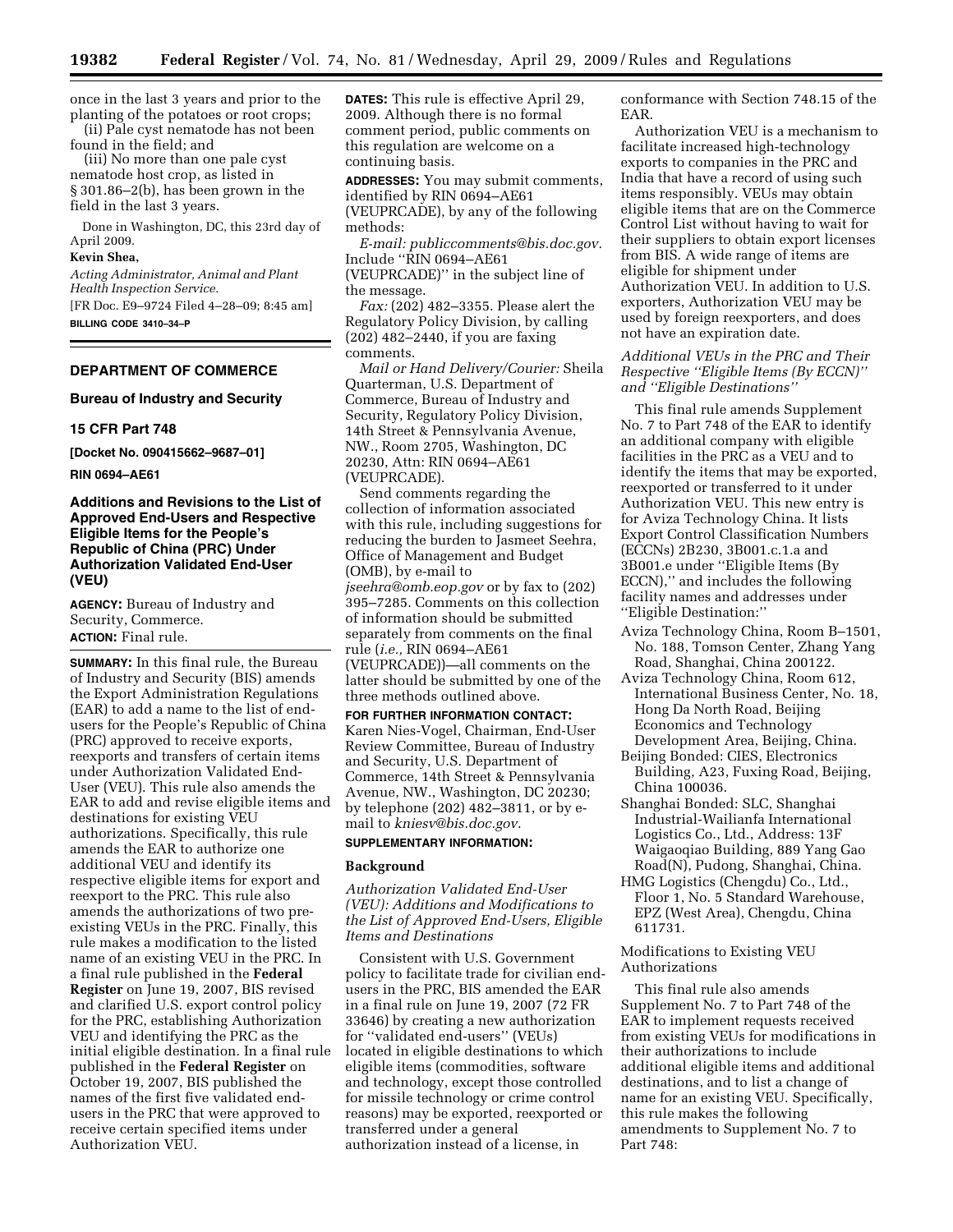once in the last 3 years and prior to the planting of the potatoes or root crops;

(ii) Pale cyst nematode has not been found in the field; and

(iii) No more than one pale cyst nematode host crop, as listed in § 301.86–2(b), has been grown in the field in the last 3 years.

Done in Washington, DC, this 23rd day of April 2009.

**Kevin Shea,**

*Acting Administrator, Animal and Plant Health Inspection Service.*

[FR Doc. E9–9724 Filed 4–28–09; 8:45 am]

**BILLING CODE 3410–34–P**

---

## DEPARTMENT OF COMMERCE

### Bureau of Industry and Security

### 15 CFR Part 748

**[Docket No. 090415662–9687–01]**

**RIN 0694–AE61**

## Additions and Revisions to the List of Approved End-Users and Respective Eligible Items for the People's Republic of China (PRC) Under Authorization Validated End-User (VEU)

**AGENCY:** Bureau of Industry and Security, Commerce.

**ACTION:** Final rule.

**SUMMARY:** In this final rule, the Bureau of Industry and Security (BIS) amends the Export Administration Regulations (EAR) to add a name to the list of end-users for the People's Republic of China (PRC) approved to receive exports, reexports and transfers of certain items under Authorization Validated End-User (VEU). This rule also amends the EAR to add and revise eligible items and destinations for existing VEU authorizations. Specifically, this rule amends the EAR to authorize one additional VEU and identify its respective eligible items for export and reexport to the PRC. This rule also amends the authorizations of two pre-existing VEUs in the PRC. Finally, this rule makes a modification to the listed name of an existing VEU in the PRC. In a final rule published in the **Federal Register** on June 19, 2007, BIS revised and clarified U.S. export control policy for the PRC, establishing Authorization VEU and identifying the PRC as the initial eligible destination. In a final rule published in the **Federal Register** on October 19, 2007, BIS published the names of the first five validated end-users in the PRC that were approved to receive certain specified items under Authorization VEU.

**DATES:** This rule is effective April 29, 2009. Although there is no formal comment period, public comments on this regulation are welcome on a continuing basis.

**ADDRESSES:** You may submit comments, identified by RIN 0694–AE61 (VEUPRCADE), by any of the following methods:

*E-mail: publiccomments@bis.doc.gov.* Include "RIN 0694–AE61 (VEUPRCADE)" in the subject line of the message.

*Fax:* (202) 482–3355. Please alert the Regulatory Policy Division, by calling (202) 482–2440, if you are faxing comments.

*Mail or Hand Delivery/Courier:* Sheila Quarterman, U.S. Department of Commerce, Bureau of Industry and Security, Regulatory Policy Division, 14th Street & Pennsylvania Avenue, NW., Room 2705, Washington, DC 20230, Attn: RIN 0694–AE61 (VEUPRCADE).

Send comments regarding the collection of information associated with this rule, including suggestions for reducing the burden to Jasmeet Seehra, Office of Management and Budget (OMB), by e-mail to *jseehra@omb.eop.gov* or by fax to (202) 395–7285. Comments on this collection of information should be submitted separately from comments on the final rule (*i.e.,* RIN 0694–AE61 (VEUPRCADE))—all comments on the latter should be submitted by one of the three methods outlined above.

**FOR FURTHER INFORMATION CONTACT:** Karen Nies-Vogel, Chairman, End-User Review Committee, Bureau of Industry and Security, U.S. Department of Commerce, 14th Street & Pennsylvania Avenue, NW., Washington, DC 20230; by telephone (202) 482–3811, or by e-mail to *kniesv@bis.doc.gov.*

**SUPPLEMENTARY INFORMATION:**

### Background

*Authorization Validated End-User (VEU): Additions and Modifications to the List of Approved End-Users, Eligible Items and Destinations*

Consistent with U.S. Government policy to facilitate trade for civilian end-users in the PRC, BIS amended the EAR in a final rule on June 19, 2007 (72 FR 33646) by creating a new authorization for "validated end-users" (VEUs) located in eligible destinations to which eligible items (commodities, software and technology, except those controlled for missile technology or crime control reasons) may be exported, reexported or transferred under a general authorization instead of a license, in conformance with Section 748.15 of the EAR.

Authorization VEU is a mechanism to facilitate increased high-technology exports to companies in the PRC and India that have a record of using such items responsibly. VEUs may obtain eligible items that are on the Commerce Control List without having to wait for their suppliers to obtain export licenses from BIS. A wide range of items are eligible for shipment under Authorization VEU. In addition to U.S. exporters, Authorization VEU may be used by foreign reexporters, and does not have an expiration date.

*Additional VEUs in the PRC and Their Respective "Eligible Items (By ECCN)" and "Eligible Destinations"*

This final rule amends Supplement No. 7 to Part 748 of the EAR to identify an additional company with eligible facilities in the PRC as a VEU and to identify the items that may be exported, reexported or transferred to it under Authorization VEU. This new entry is for Aviza Technology China. It lists Export Control Classification Numbers (ECCNs) 2B230, 3B001.c.1.a and 3B001.e under "Eligible Items (By ECCN)," and includes the following facility names and addresses under "Eligible Destination:"

Aviza Technology China, Room B–1501, No. 188, Tomson Center, Zhang Yang Road, Shanghai, China 200122.

Aviza Technology China, Room 612, International Business Center, No. 18, Hong Da North Road, Beijing Economics and Technology Development Area, Beijing, China.

Beijing Bonded: CIES, Electronics Building, A23, Fuxing Road, Beijing, China 100036.

Shanghai Bonded: SLC, Shanghai Industrial-Wailianfa International Logistics Co., Ltd., Address: 13F Waigaoqiao Building, 889 Yang Gao Road(N), Pudong, Shanghai, China.

HMG Logistics (Chengdu) Co., Ltd., Floor 1, No. 5 Standard Warehouse, EPZ (West Area), Chengdu, China 611731.

Modifications to Existing VEU Authorizations

This final rule also amends Supplement No. 7 to Part 748 of the EAR to implement requests received from existing VEUs for modifications in their authorizations to include additional eligible items and additional destinations, and to list a change of name for an existing VEU. Specifically, this rule makes the following amendments to Supplement No. 7 to Part 748: